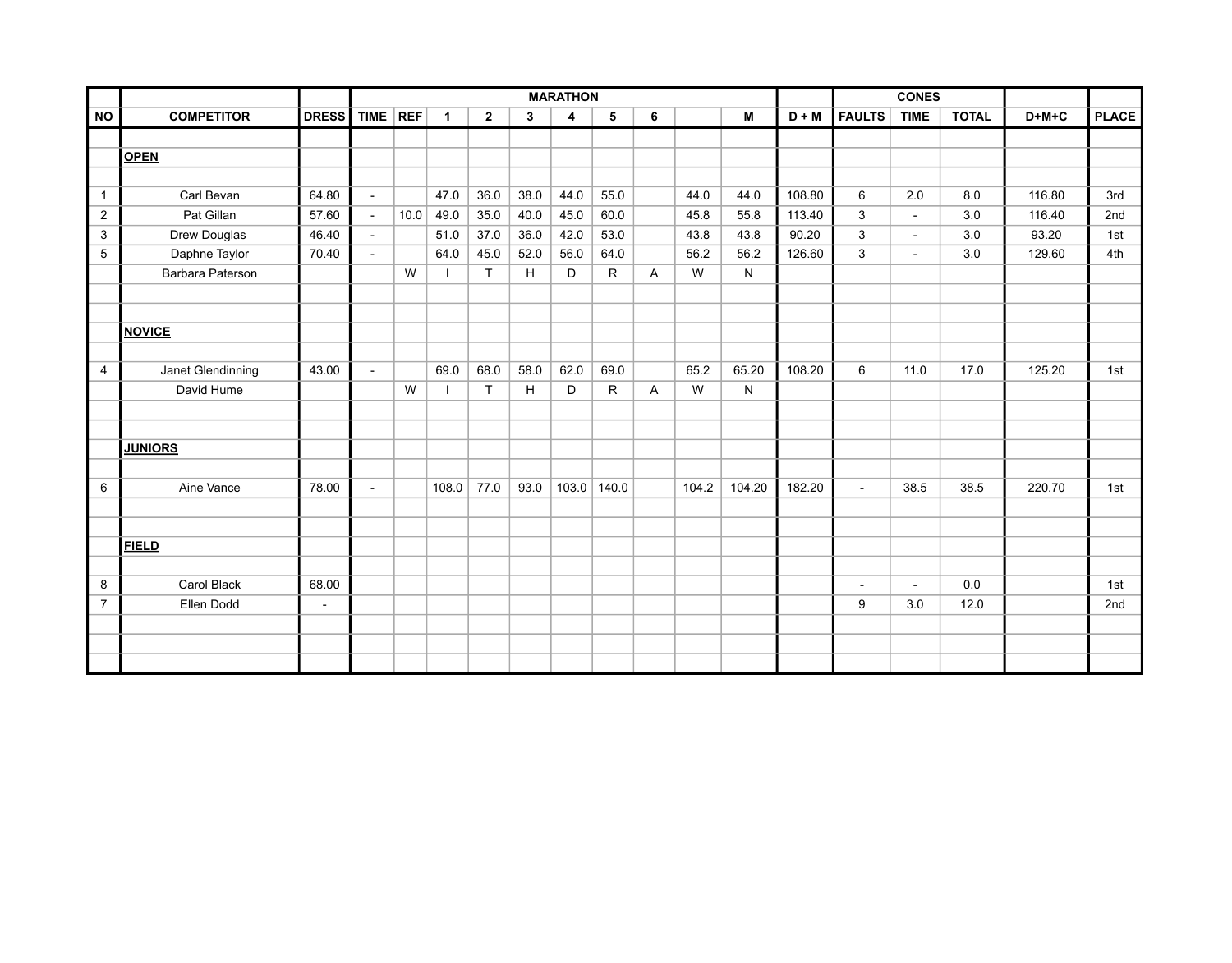| NO | COMPETITOR | DRESS | MARATHON | | | | | | | | | | D + M | CONES | | | D+M+C | PLACE |
|---|---|---|---|---|---|---|---|---|---|---|---|---|---|---|---|---|---|---|
| | | | TIME | REF | 1 | 2 | 3 | 4 | 5 | 6 | | M | | FAULTS | TIME | TOTAL | | |
| | **OPEN** | | | | | | | | | | | | | | | | | |
| 1 | Carl Bevan | 64.80 | - | | 47.0 | 36.0 | 38.0 | 44.0 | 55.0 | | 44.0 | 44.0 | 108.80 | 6 | 2.0 | 8.0 | 116.80 | 3rd |
| 2 | Pat Gillan | 57.60 | - | 10.0 | 49.0 | 35.0 | 40.0 | 45.0 | 60.0 | | 45.8 | 55.8 | 113.40 | 3 | - | 3.0 | 116.40 | 2nd |
| 3 | Drew Douglas | 46.40 | - | | 51.0 | 37.0 | 36.0 | 42.0 | 53.0 | | 43.8 | 43.8 | 90.20 | 3 | - | 3.0 | 93.20 | 1st |
| 5 | Daphne Taylor | 70.40 | - | | 64.0 | 45.0 | 52.0 | 56.0 | 64.0 | | 56.2 | 56.2 | 126.60 | 3 | - | 3.0 | 129.60 | 4th |
| | Barbara Paterson | | | W | I | T | H | D | R | A | W | N | | | | | | |
| | **NOVICE** | | | | | | | | | | | | | | | | | |
| 4 | Janet Glendinning | 43.00 | - | | 69.0 | 68.0 | 58.0 | 62.0 | 69.0 | | 65.2 | 65.20 | 108.20 | 6 | 11.0 | 17.0 | 125.20 | 1st |
| | David Hume | | | W | I | T | H | D | R | A | W | N | | | | | | |
| | **JUNIORS** | | | | | | | | | | | | | | | | | |
| 6 | Aine Vance | 78.00 | - | | 108.0 | 77.0 | 93.0 | 103.0 | 140.0 | | 104.2 | 104.20 | 182.20 | - | 38.5 | 38.5 | 220.70 | 1st |
| | **FIELD** | | | | | | | | | | | | | | | | | |
| 8 | Carol Black | 68.00 | | | | | | | | | | | | - | - | 0.0 | | 1st |
| 7 | Ellen Dodd | - | | | | | | | | | | | | 9 | 3.0 | 12.0 | | 2nd |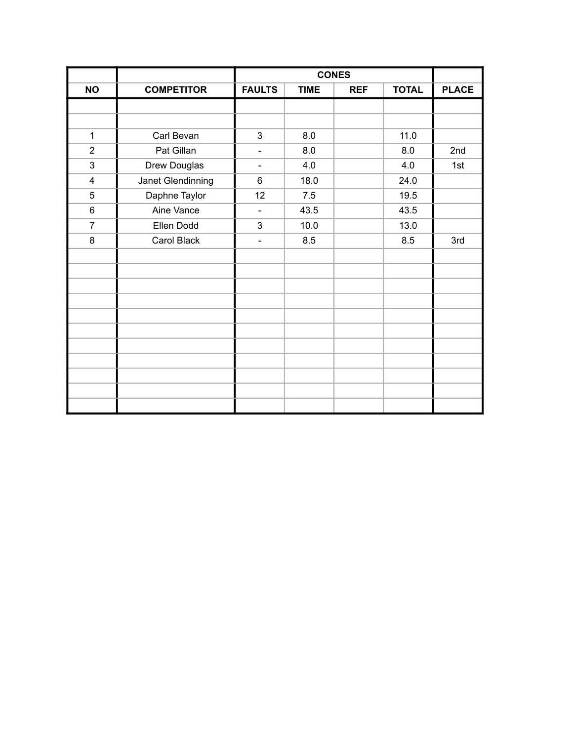| | | CONES | | | | |
|---|---|---|---|---|---|---|
| NO | COMPETITOR | FAULTS | TIME | REF | TOTAL | PLACE |
| 1 | Carl Bevan | 3 | 8.0 | | 11.0 | |
| 2 | Pat Gillan | - | 8.0 | | 8.0 | 2nd |
| 3 | Drew Douglas | - | 4.0 | | 4.0 | 1st |
| 4 | Janet Glendinning | 6 | 18.0 | | 24.0 | |
| 5 | Daphne Taylor | 12 | 7.5 | | 19.5 | |
| 6 | Aine Vance | - | 43.5 | | 43.5 | |
| 7 | Ellen Dodd | 3 | 10.0 | | 13.0 | |
| 8 | Carol Black | - | 8.5 | | 8.5 | 3rd |